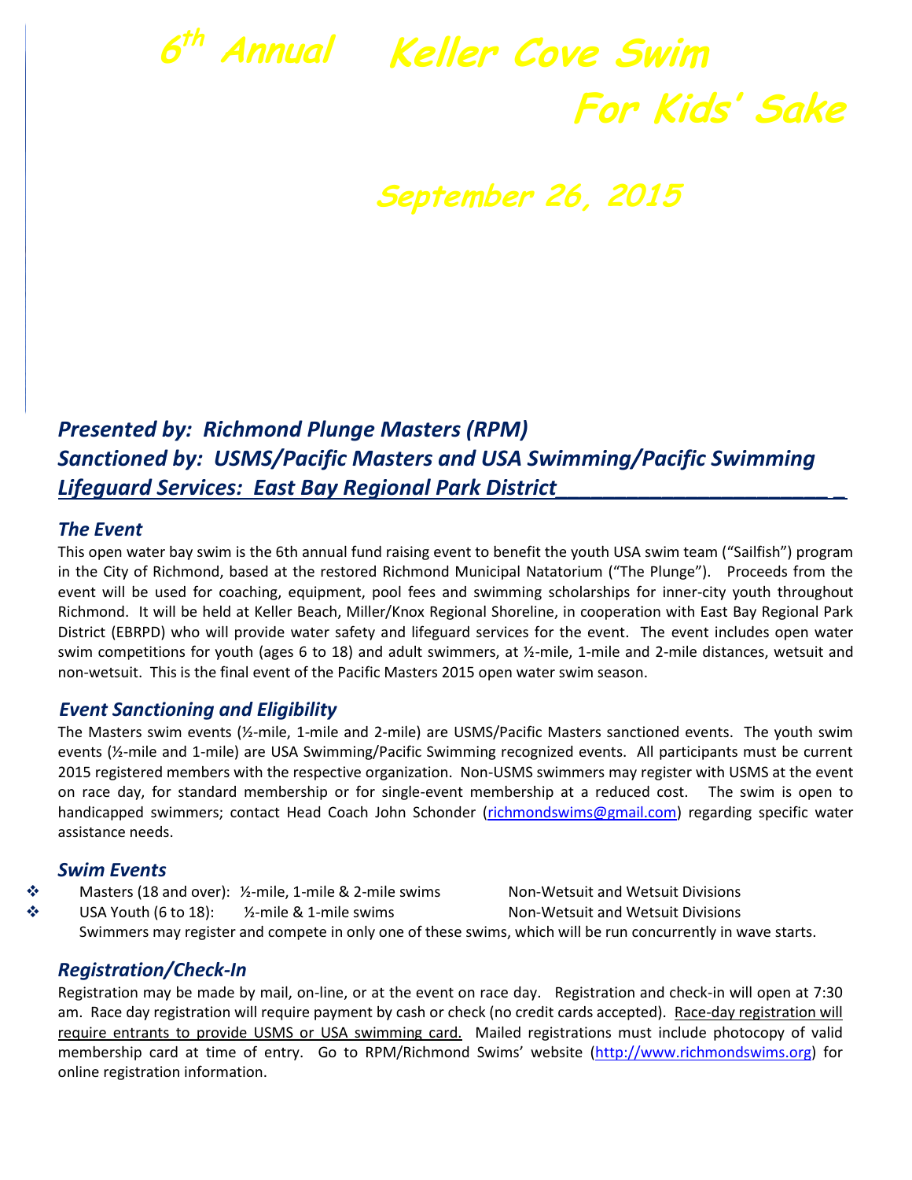# 6th Annual Keller Cove Swim For Kids' Sake

## September 26, 2015

***Presented by: Richmond Plunge Masters (RPM)***
***Sanctioned by: USMS/Pacific Masters and USA Swimming/Pacific Swimming***
***Lifeguard Services: East Bay Regional Park District***

### *The Event*

This open water bay swim is the 6th annual fund raising event to benefit the youth USA swim team ("Sailfish") program in the City of Richmond, based at the restored Richmond Municipal Natatorium ("The Plunge"). Proceeds from the event will be used for coaching, equipment, pool fees and swimming scholarships for inner-city youth throughout Richmond. It will be held at Keller Beach, Miller/Knox Regional Shoreline, in cooperation with East Bay Regional Park District (EBRPD) who will provide water safety and lifeguard services for the event. The event includes open water swim competitions for youth (ages 6 to 18) and adult swimmers, at ½-mile, 1-mile and 2-mile distances, wetsuit and non-wetsuit. This is the final event of the Pacific Masters 2015 open water swim season.

### *Event Sanctioning and Eligibility*

The Masters swim events (½-mile, 1-mile and 2-mile) are USMS/Pacific Masters sanctioned events. The youth swim events (½-mile and 1-mile) are USA Swimming/Pacific Swimming recognized events. All participants must be current 2015 registered members with the respective organization. Non-USMS swimmers may register with USMS at the event on race day, for standard membership or for single-event membership at a reduced cost. The swim is open to handicapped swimmers; contact Head Coach John Schonder (richmondswims@gmail.com) regarding specific water assistance needs.

### *Swim Events*

- Masters (18 and over): ½-mile, 1-mile & 2-mile swims — Non-Wetsuit and Wetsuit Divisions
- USA Youth (6 to 18): ½-mile & 1-mile swims — Non-Wetsuit and Wetsuit Divisions

Swimmers may register and compete in only one of these swims, which will be run concurrently in wave starts.

### *Registration/Check-In*

Registration may be made by mail, on-line, or at the event on race day. Registration and check-in will open at 7:30 am. Race day registration will require payment by cash or check (no credit cards accepted). Race-day registration will require entrants to provide USMS or USA swimming card. Mailed registrations must include photocopy of valid membership card at time of entry. Go to RPM/Richmond Swims' website (http://www.richmondswims.org) for online registration information.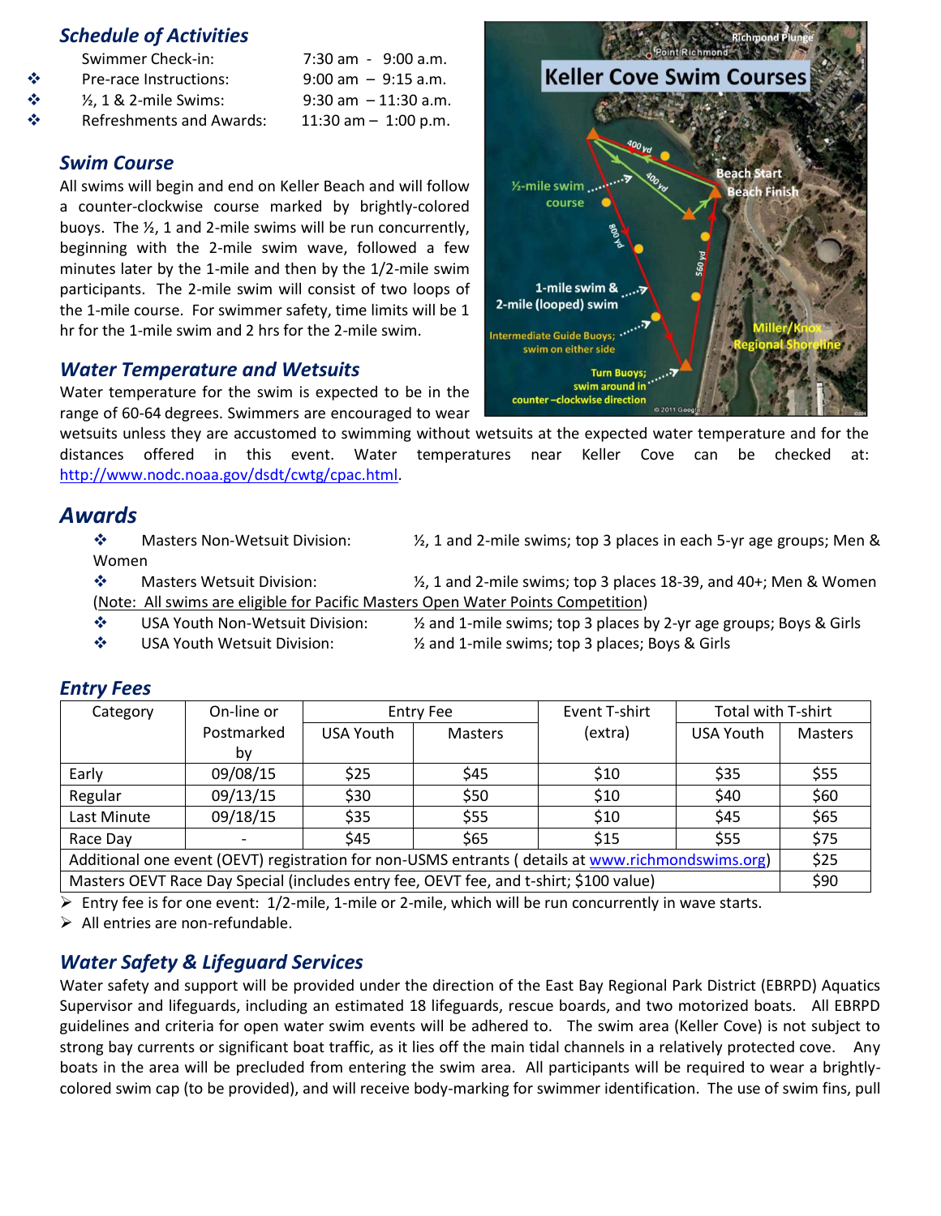## Schedule of Activities

- Swimmer Check-in: 7:30 am - 9:00 a.m.
- Pre-race Instructions: 9:00 am – 9:15 a.m.
- ½, 1 & 2-mile Swims: 9:30 am – 11:30 a.m.
- Refreshments and Awards: 11:30 am – 1:00 p.m.

## Swim Course

All swims will begin and end on Keller Beach and will follow a counter-clockwise course marked by brightly-colored buoys. The ½, 1 and 2-mile swims will be run concurrently, beginning with the 2-mile swim wave, followed a few minutes later by the 1-mile and then by the 1/2-mile swim participants. The 2-mile swim will consist of two loops of the 1-mile course. For swimmer safety, time limits will be 1 hr for the 1-mile swim and 2 hrs for the 2-mile swim.

## Water Temperature and Wetsuits

Water temperature for the swim is expected to be in the range of 60-64 degrees. Swimmers are encouraged to wear wetsuits unless they are accustomed to swimming without wetsuits at the expected water temperature and for the distances offered in this event. Water temperatures near Keller Cove can be checked at: http://www.nodc.noaa.gov/dsdt/cwtg/cpac.html.

## Awards

- Masters Non-Wetsuit Division: ½, 1 and 2-mile swims; top 3 places in each 5-yr age groups; Men & Women
- Masters Wetsuit Division: ½, 1 and 2-mile swims; top 3 places 18-39, and 40+; Men & Women

(Note: All swims are eligible for Pacific Masters Open Water Points Competition)

- USA Youth Non-Wetsuit Division: ½ and 1-mile swims; top 3 places by 2-yr age groups; Boys & Girls
- USA Youth Wetsuit Division: ½ and 1-mile swims; top 3 places; Boys & Girls

## Entry Fees

| Category | On-line or Postmarked by | Entry Fee | | Event T-shirt (extra) | Total with T-shirt | |
|---|---|---|---|---|---|---|
| | | USA Youth | Masters | | USA Youth | Masters |
| Early | 09/08/15 | $25 | $45 | $10 | $35 | $55 |
| Regular | 09/13/15 | $30 | $50 | $10 | $40 | $60 |
| Last Minute | 09/18/15 | $35 | $55 | $10 | $45 | $65 |
| Race Day | - | $45 | $65 | $15 | $55 | $75 |
| Additional one event (OEVT) registration for non-USMS entrants ( details at www.richmondswims.org) | | | | | | $25 |
| Masters OEVT Race Day Special (includes entry fee, OEVT fee, and t-shirt; $100 value) | | | | | | $90 |

- Entry fee is for one event: 1/2-mile, 1-mile or 2-mile, which will be run concurrently in wave starts.
- All entries are non-refundable.

## Water Safety & Lifeguard Services

Water safety and support will be provided under the direction of the East Bay Regional Park District (EBRPD) Aquatics Supervisor and lifeguards, including an estimated 18 lifeguards, rescue boards, and two motorized boats. All EBRPD guidelines and criteria for open water swim events will be adhered to. The swim area (Keller Cove) is not subject to strong bay currents or significant boat traffic, as it lies off the main tidal channels in a relatively protected cove. Any boats in the area will be precluded from entering the swim area. All participants will be required to wear a brightly-colored swim cap (to be provided), and will receive body-marking for swimmer identification. The use of swim fins, pull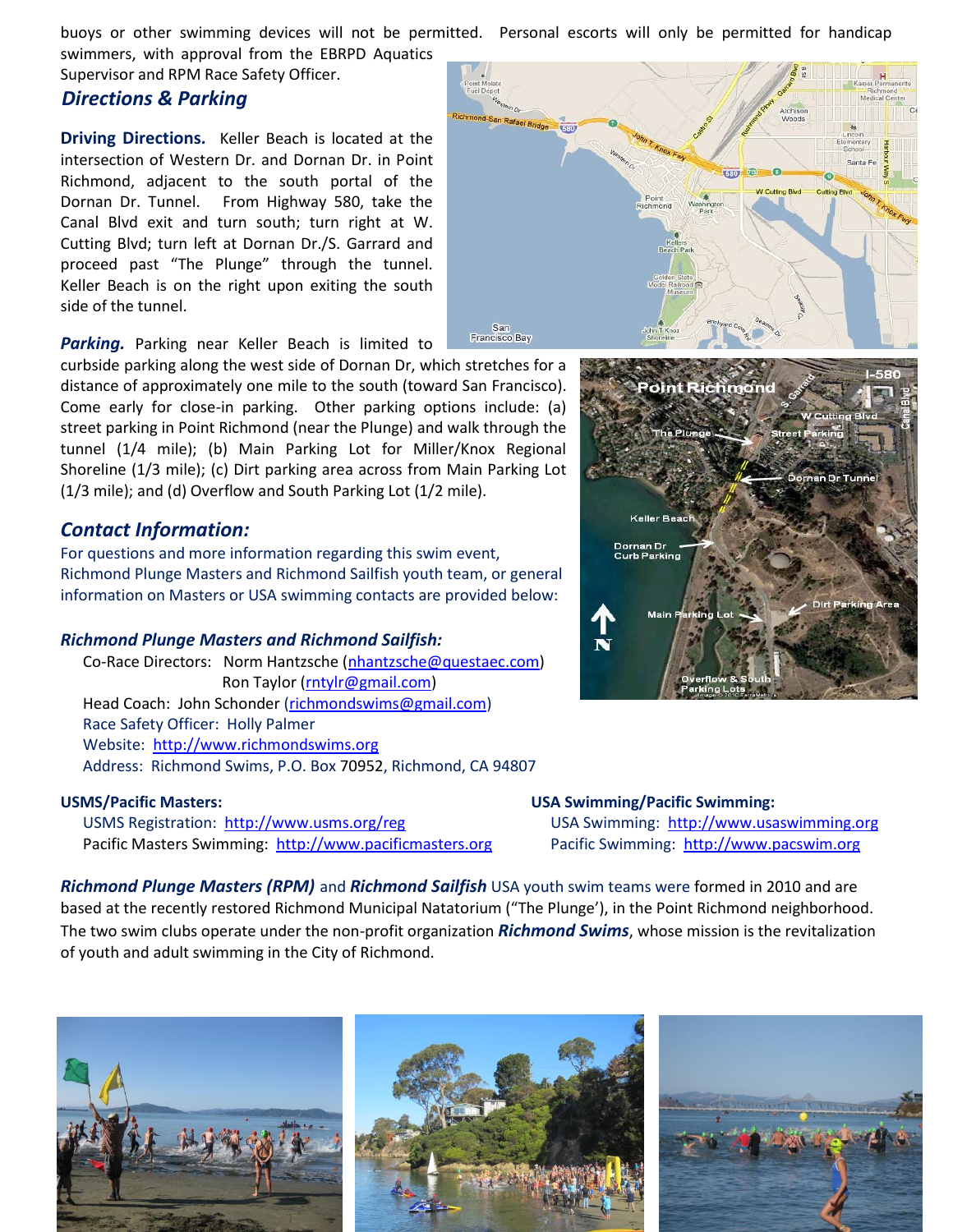buoys or other swimming devices will not be permitted. Personal escorts will only be permitted for handicap swimmers, with approval from the EBRPD Aquatics Supervisor and RPM Race Safety Officer.

## *Directions & Parking*

**Driving Directions.** Keller Beach is located at the intersection of Western Dr. and Dornan Dr. in Point Richmond, adjacent to the south portal of the Dornan Dr. Tunnel. From Highway 580, take the Canal Blvd exit and turn south; turn right at W. Cutting Blvd; turn left at Dornan Dr./S. Garrard and proceed past "The Plunge" through the tunnel. Keller Beach is on the right upon exiting the south side of the tunnel.

***Parking.*** Parking near Keller Beach is limited to curbside parking along the west side of Dornan Dr, which stretches for a distance of approximately one mile to the south (toward San Francisco). Come early for close-in parking. Other parking options include: (a) street parking in Point Richmond (near the Plunge) and walk through the tunnel (1/4 mile); (b) Main Parking Lot for Miller/Knox Regional Shoreline (1/3 mile); (c) Dirt parking area across from Main Parking Lot (1/3 mile); and (d) Overflow and South Parking Lot (1/2 mile).

## *Contact Information:*

For questions and more information regarding this swim event, Richmond Plunge Masters and Richmond Sailfish youth team, or general information on Masters or USA swimming contacts are provided below:

### *Richmond Plunge Masters and Richmond Sailfish:*

Co-Race Directors: Norm Hantzsche (nhantzsche@questaec.com)
Ron Taylor (rntylr@gmail.com)
Head Coach: John Schonder (richmondswims@gmail.com)
Race Safety Officer: Holly Palmer
Website: http://www.richmondswims.org
Address: Richmond Swims, P.O. Box 70952, Richmond, CA 94807

**USMS/Pacific Masters:**
USMS Registration: http://www.usms.org/reg
Pacific Masters Swimming: http://www.pacificmasters.org

**USA Swimming/Pacific Swimming:**
USA Swimming: http://www.usaswimming.org
Pacific Swimming: http://www.pacswim.org

***Richmond Plunge Masters (RPM)*** and ***Richmond Sailfish*** USA youth swim teams were formed in 2010 and are based at the recently restored Richmond Municipal Natatorium ("The Plunge'), in the Point Richmond neighborhood. The two swim clubs operate under the non-profit organization ***Richmond Swims***, whose mission is the revitalization of youth and adult swimming in the City of Richmond.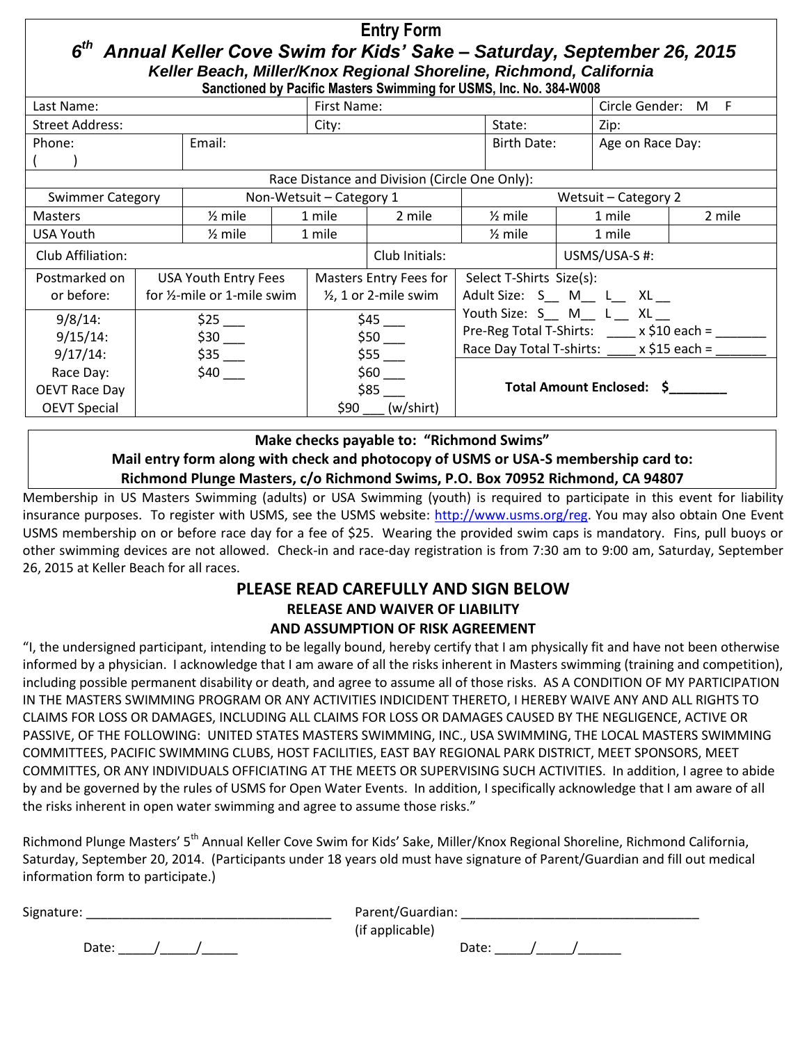# Entry Form

## 6th Annual Keller Cove Swim for Kids' Sake – Saturday, September 26, 2015

### *Keller Beach, Miller/Knox Regional Shoreline, Richmond, California*

**Sanctioned by Pacific Masters Swimming for USMS, Inc. No. 384-W008**

| | | | |
|---|---|---|---|
| Last Name: | First Name: | | Circle Gender: M F |
| Street Address: | City: | State: | Zip: |
| Phone: ( ) | Email: | Birth Date: | Age on Race Day: |

Race Distance and Division (Circle One Only):

| Swimmer Category | Non-Wetsuit – Category 1 | | | Wetsuit – Category 2 | | |
|---|---|---|---|---|---|---|
| Masters | ½ mile | 1 mile | 2 mile | ½ mile | 1 mile | 2 mile |
| USA Youth | ½ mile | 1 mile | | ½ mile | 1 mile | |
| Club Affiliation: | | | Club Initials: | | USMS/USA-S #: | |

| Postmarked on or before: | USA Youth Entry Fees for ½-mile or 1-mile swim | Masters Entry Fees for ½, 1 or 2-mile swim | Select T-Shirts Size(s): Adult Size: S__ M__ L__ XL__ |
|---|---|---|---|
| 9/8/14: | $25 ___ | $45 ___ | Youth Size: S__ M__ L__ XL__ |
| 9/15/14: | $30 ___ | $50 ___ | Pre-Reg Total T-Shirts: ____ x $10 each = _______ |
| 9/17/14: | $35 ___ | $55 ___ | Race Day Total T-shirts: ____ x $15 each = _______ |
| Race Day: | $40 ___ | $60 ___ | |
| OEVT Race Day | | $85 ___ | **Total Amount Enclosed: $________** |
| OEVT Special | | $90 ___ (w/shirt) | |

**Make checks payable to: "Richmond Swims"**
**Mail entry form along with check and photocopy of USMS or USA-S membership card to:**
**Richmond Plunge Masters, c/o Richmond Swims, P.O. Box 70952 Richmond, CA 94807**

Membership in US Masters Swimming (adults) or USA Swimming (youth) is required to participate in this event for liability insurance purposes. To register with USMS, see the USMS website: http://www.usms.org/reg. You may also obtain One Event USMS membership on or before race day for a fee of $25. Wearing the provided swim caps is mandatory. Fins, pull buoys or other swimming devices are not allowed. Check-in and race-day registration is from 7:30 am to 9:00 am, Saturday, September 26, 2015 at Keller Beach for all races.

## PLEASE READ CAREFULLY AND SIGN BELOW

### RELEASE AND WAIVER OF LIABILITY AND ASSUMPTION OF RISK AGREEMENT

"I, the undersigned participant, intending to be legally bound, hereby certify that I am physically fit and have not been otherwise informed by a physician. I acknowledge that I am aware of all the risks inherent in Masters swimming (training and competition), including possible permanent disability or death, and agree to assume all of those risks. AS A CONDITION OF MY PARTICIPATION IN THE MASTERS SWIMMING PROGRAM OR ANY ACTIVITIES INDICIDENT THERETO, I HEREBY WAIVE ANY AND ALL RIGHTS TO CLAIMS FOR LOSS OR DAMAGES, INCLUDING ALL CLAIMS FOR LOSS OR DAMAGES CAUSED BY THE NEGLIGENCE, ACTIVE OR PASSIVE, OF THE FOLLOWING: UNITED STATES MASTERS SWIMMING, INC., USA SWIMMING, THE LOCAL MASTERS SWIMMING COMMITTEES, PACIFIC SWIMMING CLUBS, HOST FACILITIES, EAST BAY REGIONAL PARK DISTRICT, MEET SPONSORS, MEET COMMITTES, OR ANY INDIVIDUALS OFFICIATING AT THE MEETS OR SUPERVISING SUCH ACTIVITIES. In addition, I agree to abide by and be governed by the rules of USMS for Open Water Events. In addition, I specifically acknowledge that I am aware of all the risks inherent in open water swimming and agree to assume those risks."

Richmond Plunge Masters' 5th Annual Keller Cove Swim for Kids' Sake, Miller/Knox Regional Shoreline, Richmond California, Saturday, September 20, 2014. (Participants under 18 years old must have signature of Parent/Guardian and fill out medical information form to participate.)

Signature: ___________________________________ Parent/Guardian: __________________________________
(if applicable)

Date: _____/_____/_____ Date: _____/_____/______